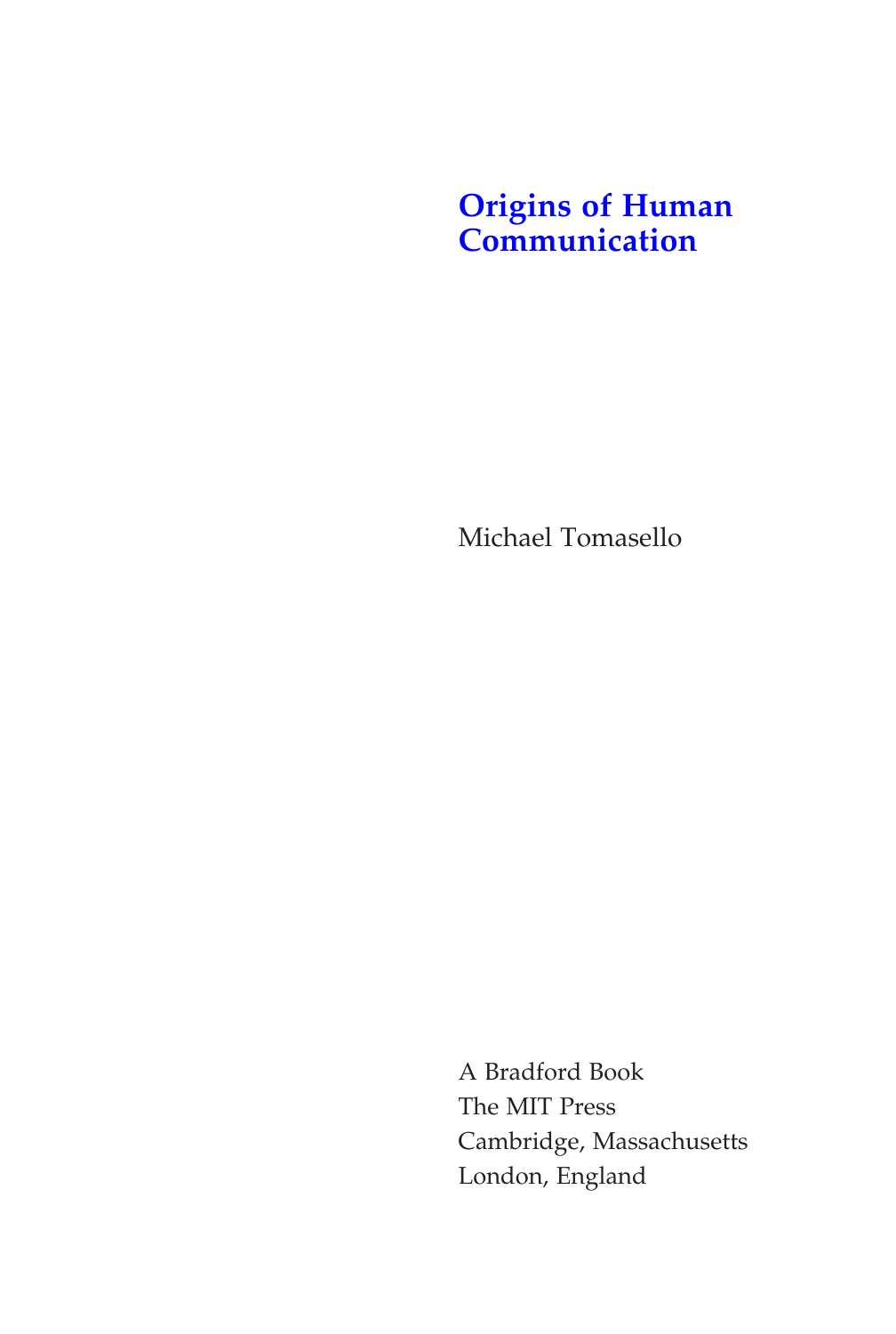# Origins of Human Communication

Michael Tomasello

A Bradford Book
The MIT Press
Cambridge, Massachusetts
London, England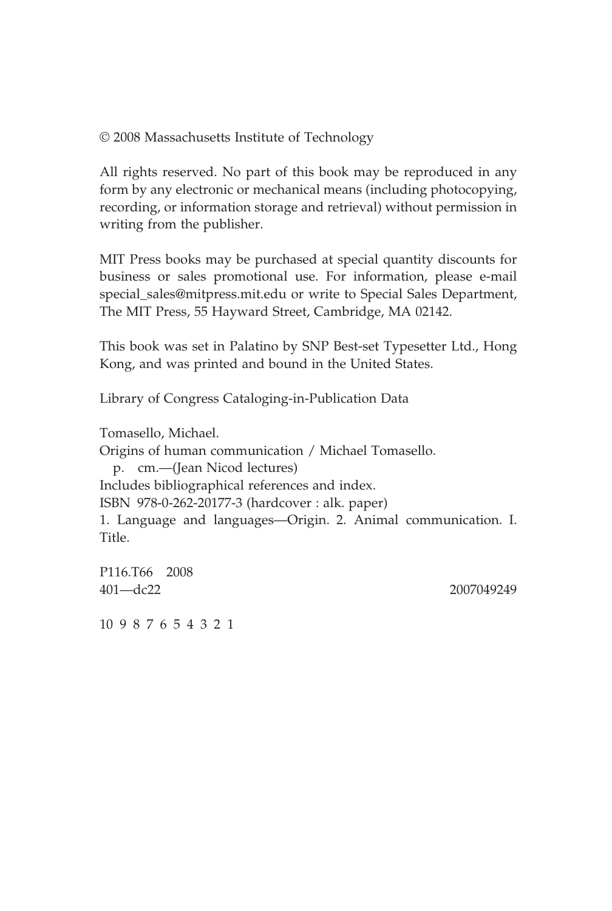© 2008 Massachusetts Institute of Technology

All rights reserved. No part of this book may be reproduced in any form by any electronic or mechanical means (including photocopying, recording, or information storage and retrieval) without permission in writing from the publisher.

MIT Press books may be purchased at special quantity discounts for business or sales promotional use. For information, please e-mail special_sales@mitpress.mit.edu or write to Special Sales Department, The MIT Press, 55 Hayward Street, Cambridge, MA 02142.

This book was set in Palatino by SNP Best-set Typesetter Ltd., Hong Kong, and was printed and bound in the United States.

Library of Congress Cataloging-in-Publication Data

Tomasello, Michael.  
Origins of human communication / Michael Tomasello.  
p. cm.—(Jean Nicod lectures)  
Includes bibliographical references and index.  
ISBN 978-0-262-20177-3 (hardcover : alk. paper)  
1. Language and languages—Origin. 2. Animal communication. I. Title.

P116.T66 2008  
401—dc22 2007049249

10 9 8 7 6 5 4 3 2 1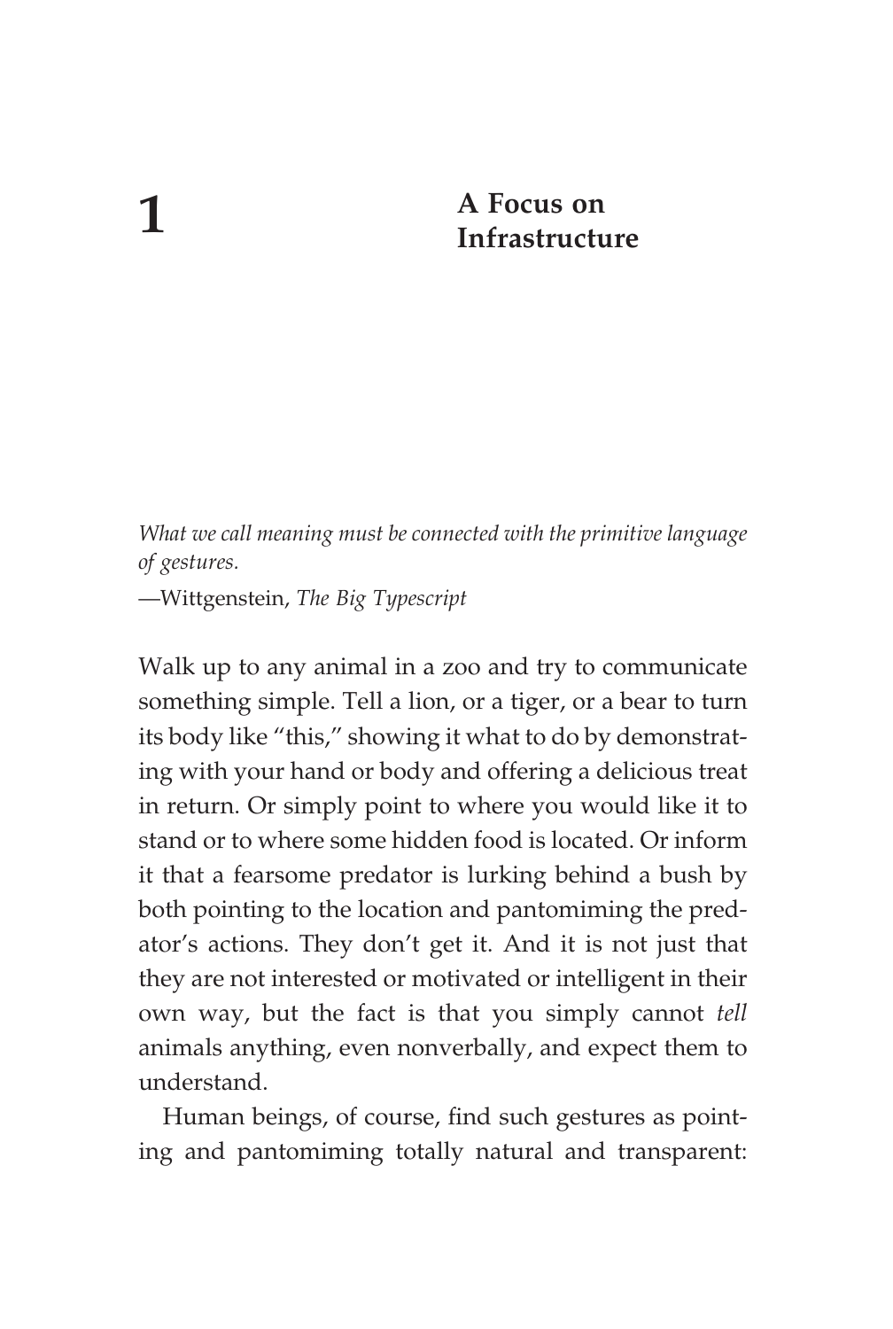# 1 A Focus on Infrastructure

*What we call meaning must be connected with the primitive language of gestures.*

—Wittgenstein, *The Big Typescript*

Walk up to any animal in a zoo and try to communicate something simple. Tell a lion, or a tiger, or a bear to turn its body like "this," showing it what to do by demonstrating with your hand or body and offering a delicious treat in return. Or simply point to where you would like it to stand or to where some hidden food is located. Or inform it that a fearsome predator is lurking behind a bush by both pointing to the location and pantomiming the predator's actions. They don't get it. And it is not just that they are not interested or motivated or intelligent in their own way, but the fact is that you simply cannot *tell* animals anything, even nonverbally, and expect them to understand.

Human beings, of course, find such gestures as pointing and pantomiming totally natural and transparent: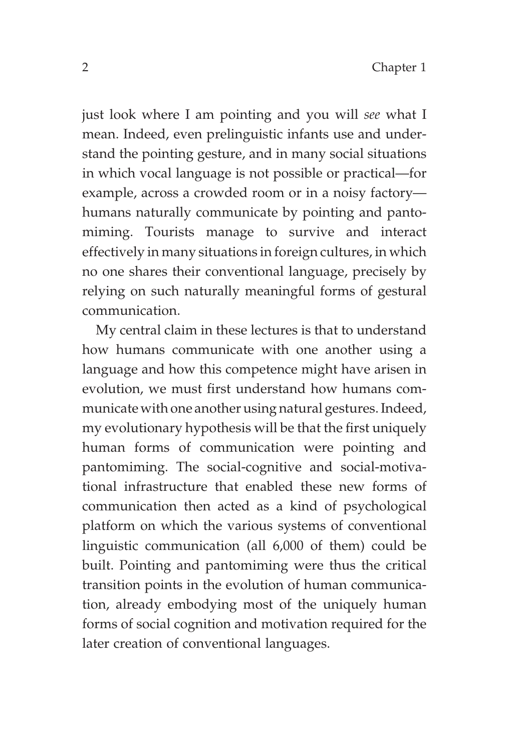just look where I am pointing and you will *see* what I mean. Indeed, even prelinguistic infants use and understand the pointing gesture, and in many social situations in which vocal language is not possible or practical—for example, across a crowded room or in a noisy factory—humans naturally communicate by pointing and pantomiming. Tourists manage to survive and interact effectively in many situations in foreign cultures, in which no one shares their conventional language, precisely by relying on such naturally meaningful forms of gestural communication.

My central claim in these lectures is that to understand how humans communicate with one another using a language and how this competence might have arisen in evolution, we must first understand how humans communicate with one another using natural gestures. Indeed, my evolutionary hypothesis will be that the first uniquely human forms of communication were pointing and pantomiming. The social-cognitive and social-motivational infrastructure that enabled these new forms of communication then acted as a kind of psychological platform on which the various systems of conventional linguistic communication (all 6,000 of them) could be built. Pointing and pantomiming were thus the critical transition points in the evolution of human communication, already embodying most of the uniquely human forms of social cognition and motivation required for the later creation of conventional languages.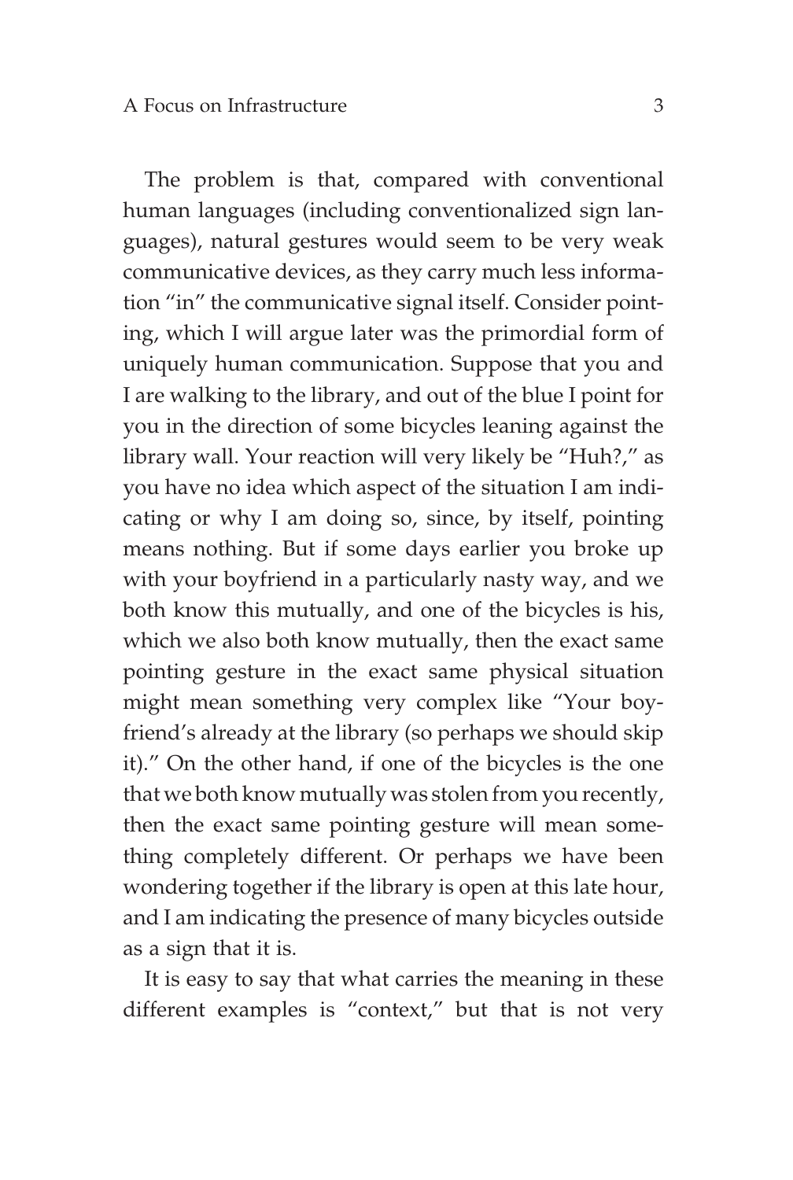The problem is that, compared with conventional human languages (including conventionalized sign languages), natural gestures would seem to be very weak communicative devices, as they carry much less information "in" the communicative signal itself. Consider pointing, which I will argue later was the primordial form of uniquely human communication. Suppose that you and I are walking to the library, and out of the blue I point for you in the direction of some bicycles leaning against the library wall. Your reaction will very likely be "Huh?," as you have no idea which aspect of the situation I am indicating or why I am doing so, since, by itself, pointing means nothing. But if some days earlier you broke up with your boyfriend in a particularly nasty way, and we both know this mutually, and one of the bicycles is his, which we also both know mutually, then the exact same pointing gesture in the exact same physical situation might mean something very complex like "Your boyfriend's already at the library (so perhaps we should skip it)." On the other hand, if one of the bicycles is the one that we both know mutually was stolen from you recently, then the exact same pointing gesture will mean something completely different. Or perhaps we have been wondering together if the library is open at this late hour, and I am indicating the presence of many bicycles outside as a sign that it is.

It is easy to say that what carries the meaning in these different examples is "context," but that is not very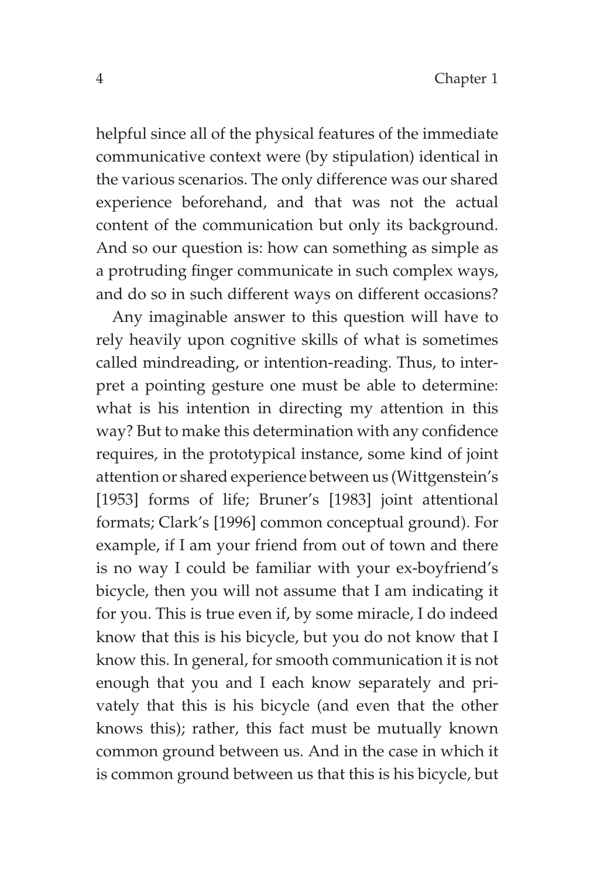helpful since all of the physical features of the immediate communicative context were (by stipulation) identical in the various scenarios. The only difference was our shared experience beforehand, and that was not the actual content of the communication but only its background. And so our question is: how can something as simple as a protruding finger communicate in such complex ways, and do so in such different ways on different occasions?

Any imaginable answer to this question will have to rely heavily upon cognitive skills of what is sometimes called mindreading, or intention-reading. Thus, to interpret a pointing gesture one must be able to determine: what is his intention in directing my attention in this way? But to make this determination with any confidence requires, in the prototypical instance, some kind of joint attention or shared experience between us (Wittgenstein's [1953] forms of life; Bruner's [1983] joint attentional formats; Clark's [1996] common conceptual ground). For example, if I am your friend from out of town and there is no way I could be familiar with your ex-boyfriend's bicycle, then you will not assume that I am indicating it for you. This is true even if, by some miracle, I do indeed know that this is his bicycle, but you do not know that I know this. In general, for smooth communication it is not enough that you and I each know separately and privately that this is his bicycle (and even that the other knows this); rather, this fact must be mutually known common ground between us. And in the case in which it is common ground between us that this is his bicycle, but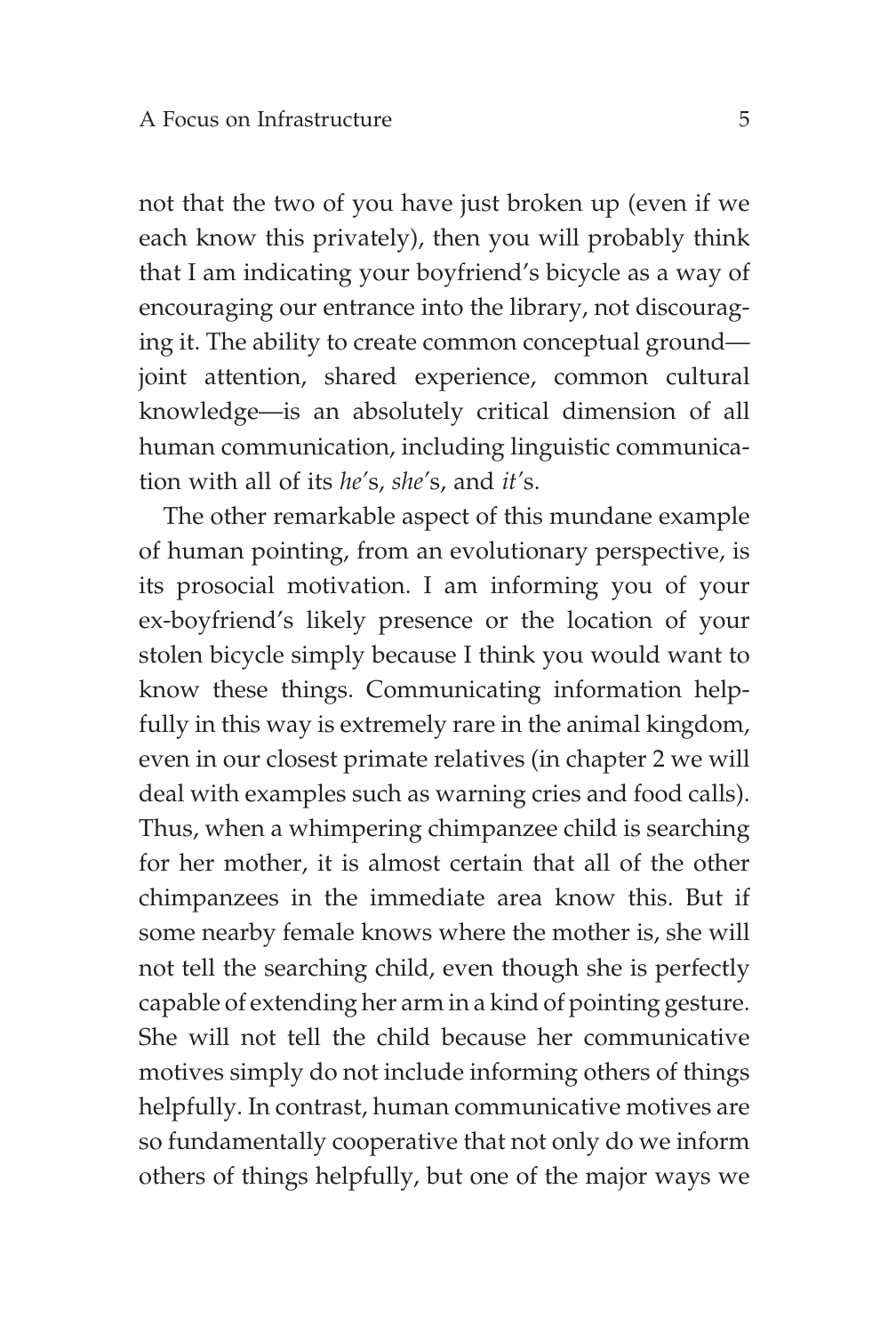not that the two of you have just broken up (even if we each know this privately), then you will probably think that I am indicating your boyfriend's bicycle as a way of encouraging our entrance into the library, not discouraging it. The ability to create common conceptual ground—joint attention, shared experience, common cultural knowledge—is an absolutely critical dimension of all human communication, including linguistic communication with all of its *he*'s, *she*'s, and *it*'s.

The other remarkable aspect of this mundane example of human pointing, from an evolutionary perspective, is its prosocial motivation. I am informing you of your ex-boyfriend's likely presence or the location of your stolen bicycle simply because I think you would want to know these things. Communicating information helpfully in this way is extremely rare in the animal kingdom, even in our closest primate relatives (in chapter 2 we will deal with examples such as warning cries and food calls). Thus, when a whimpering chimpanzee child is searching for her mother, it is almost certain that all of the other chimpanzees in the immediate area know this. But if some nearby female knows where the mother is, she will not tell the searching child, even though she is perfectly capable of extending her arm in a kind of pointing gesture. She will not tell the child because her communicative motives simply do not include informing others of things helpfully. In contrast, human communicative motives are so fundamentally cooperative that not only do we inform others of things helpfully, but one of the major ways we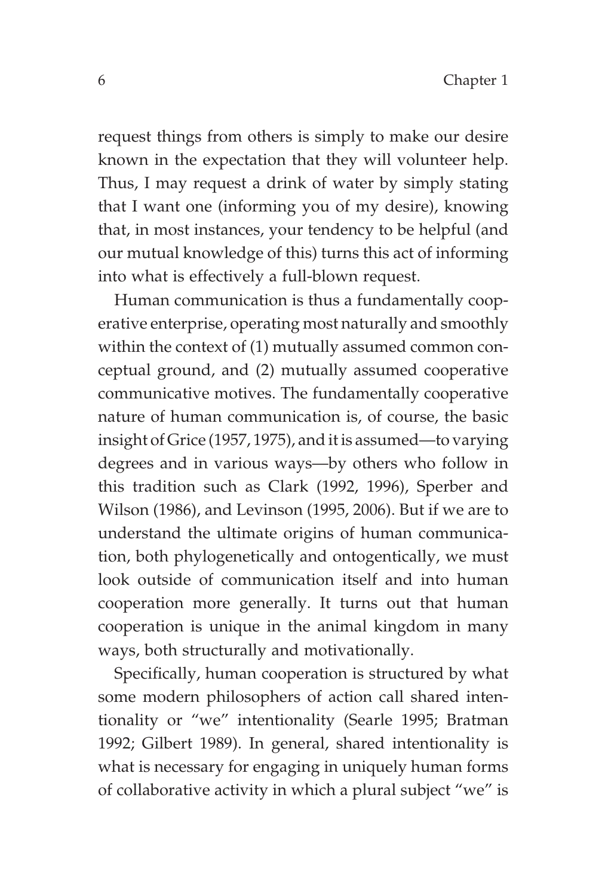request things from others is simply to make our desire known in the expectation that they will volunteer help. Thus, I may request a drink of water by simply stating that I want one (informing you of my desire), knowing that, in most instances, your tendency to be helpful (and our mutual knowledge of this) turns this act of informing into what is effectively a full-blown request.

Human communication is thus a fundamentally cooperative enterprise, operating most naturally and smoothly within the context of (1) mutually assumed common conceptual ground, and (2) mutually assumed cooperative communicative motives. The fundamentally cooperative nature of human communication is, of course, the basic insight of Grice (1957, 1975), and it is assumed—to varying degrees and in various ways—by others who follow in this tradition such as Clark (1992, 1996), Sperber and Wilson (1986), and Levinson (1995, 2006). But if we are to understand the ultimate origins of human communication, both phylogenetically and ontogentically, we must look outside of communication itself and into human cooperation more generally. It turns out that human cooperation is unique in the animal kingdom in many ways, both structurally and motivationally.

Specifically, human cooperation is structured by what some modern philosophers of action call shared intentionality or "we" intentionality (Searle 1995; Bratman 1992; Gilbert 1989). In general, shared intentionality is what is necessary for engaging in uniquely human forms of collaborative activity in which a plural subject "we" is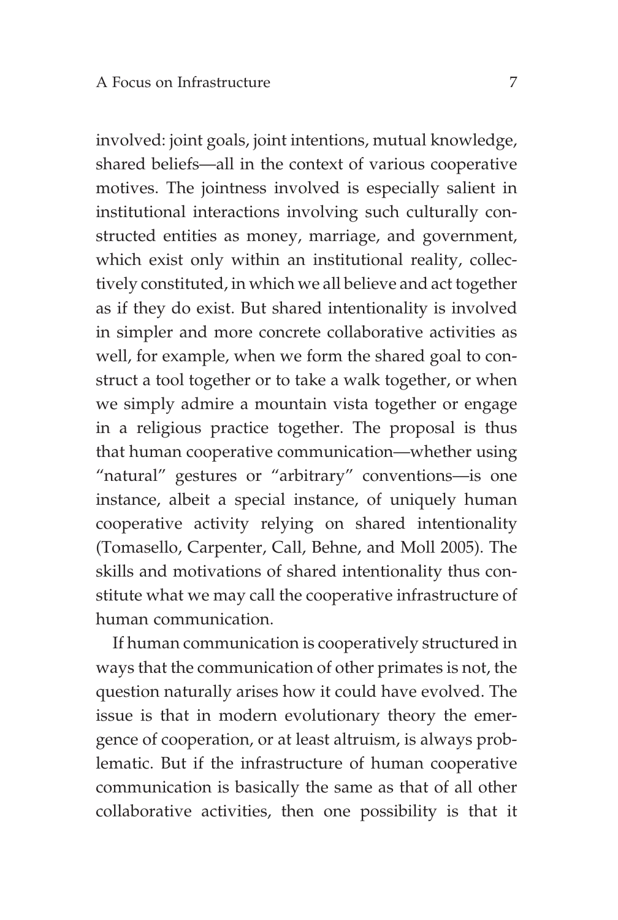involved: joint goals, joint intentions, mutual knowledge, shared beliefs—all in the context of various cooperative motives. The jointness involved is especially salient in institutional interactions involving such culturally constructed entities as money, marriage, and government, which exist only within an institutional reality, collectively constituted, in which we all believe and act together as if they do exist. But shared intentionality is involved in simpler and more concrete collaborative activities as well, for example, when we form the shared goal to construct a tool together or to take a walk together, or when we simply admire a mountain vista together or engage in a religious practice together. The proposal is thus that human cooperative communication—whether using "natural" gestures or "arbitrary" conventions—is one instance, albeit a special instance, of uniquely human cooperative activity relying on shared intentionality (Tomasello, Carpenter, Call, Behne, and Moll 2005). The skills and motivations of shared intentionality thus constitute what we may call the cooperative infrastructure of human communication.

If human communication is cooperatively structured in ways that the communication of other primates is not, the question naturally arises how it could have evolved. The issue is that in modern evolutionary theory the emergence of cooperation, or at least altruism, is always problematic. But if the infrastructure of human cooperative communication is basically the same as that of all other collaborative activities, then one possibility is that it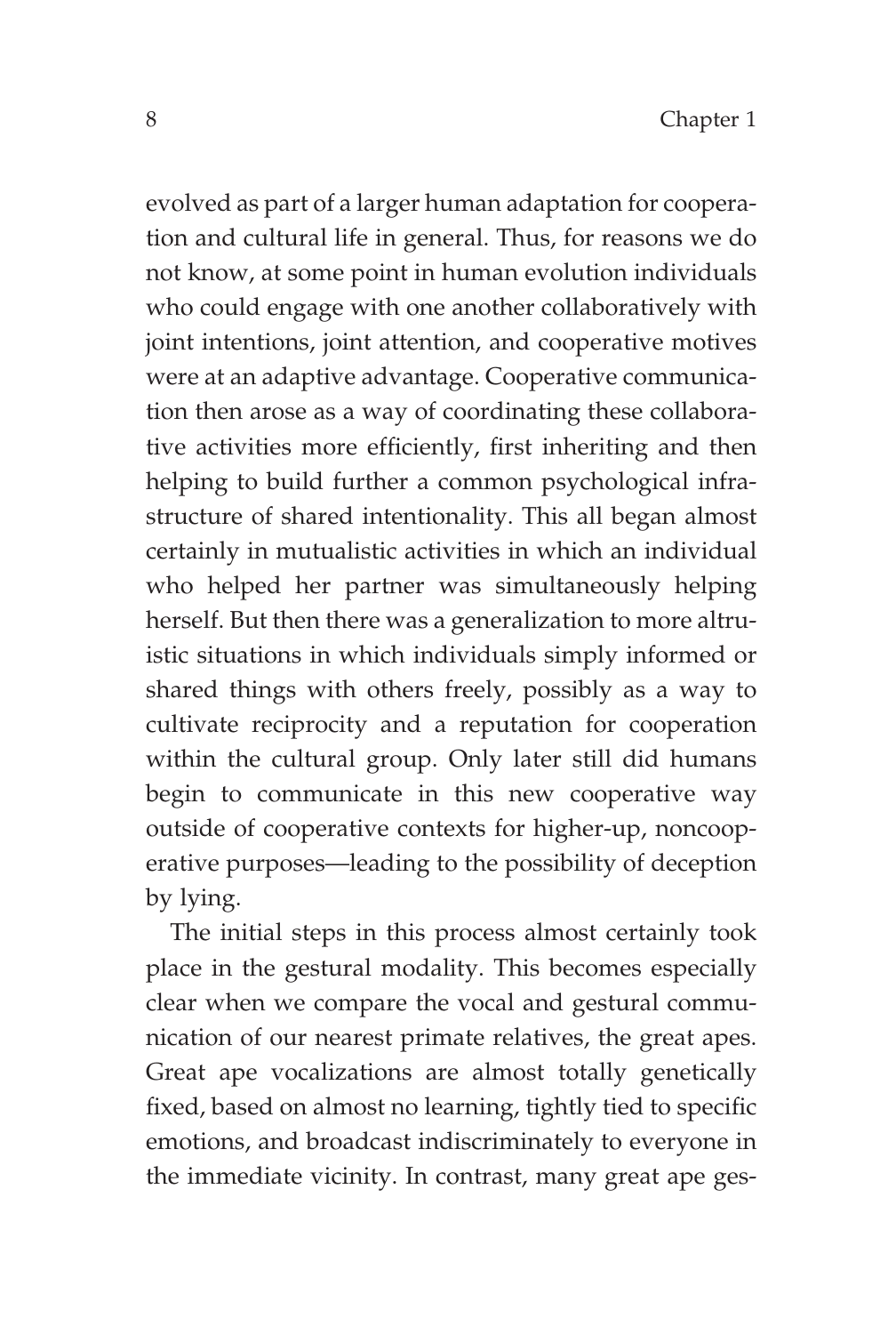evolved as part of a larger human adaptation for cooperation and cultural life in general. Thus, for reasons we do not know, at some point in human evolution individuals who could engage with one another collaboratively with joint intentions, joint attention, and cooperative motives were at an adaptive advantage. Cooperative communication then arose as a way of coordinating these collaborative activities more efficiently, first inheriting and then helping to build further a common psychological infrastructure of shared intentionality. This all began almost certainly in mutualistic activities in which an individual who helped her partner was simultaneously helping herself. But then there was a generalization to more altruistic situations in which individuals simply informed or shared things with others freely, possibly as a way to cultivate reciprocity and a reputation for cooperation within the cultural group. Only later still did humans begin to communicate in this new cooperative way outside of cooperative contexts for higher-up, noncooperative purposes—leading to the possibility of deception by lying.

The initial steps in this process almost certainly took place in the gestural modality. This becomes especially clear when we compare the vocal and gestural communication of our nearest primate relatives, the great apes. Great ape vocalizations are almost totally genetically fixed, based on almost no learning, tightly tied to specific emotions, and broadcast indiscriminately to everyone in the immediate vicinity. In contrast, many great ape ges-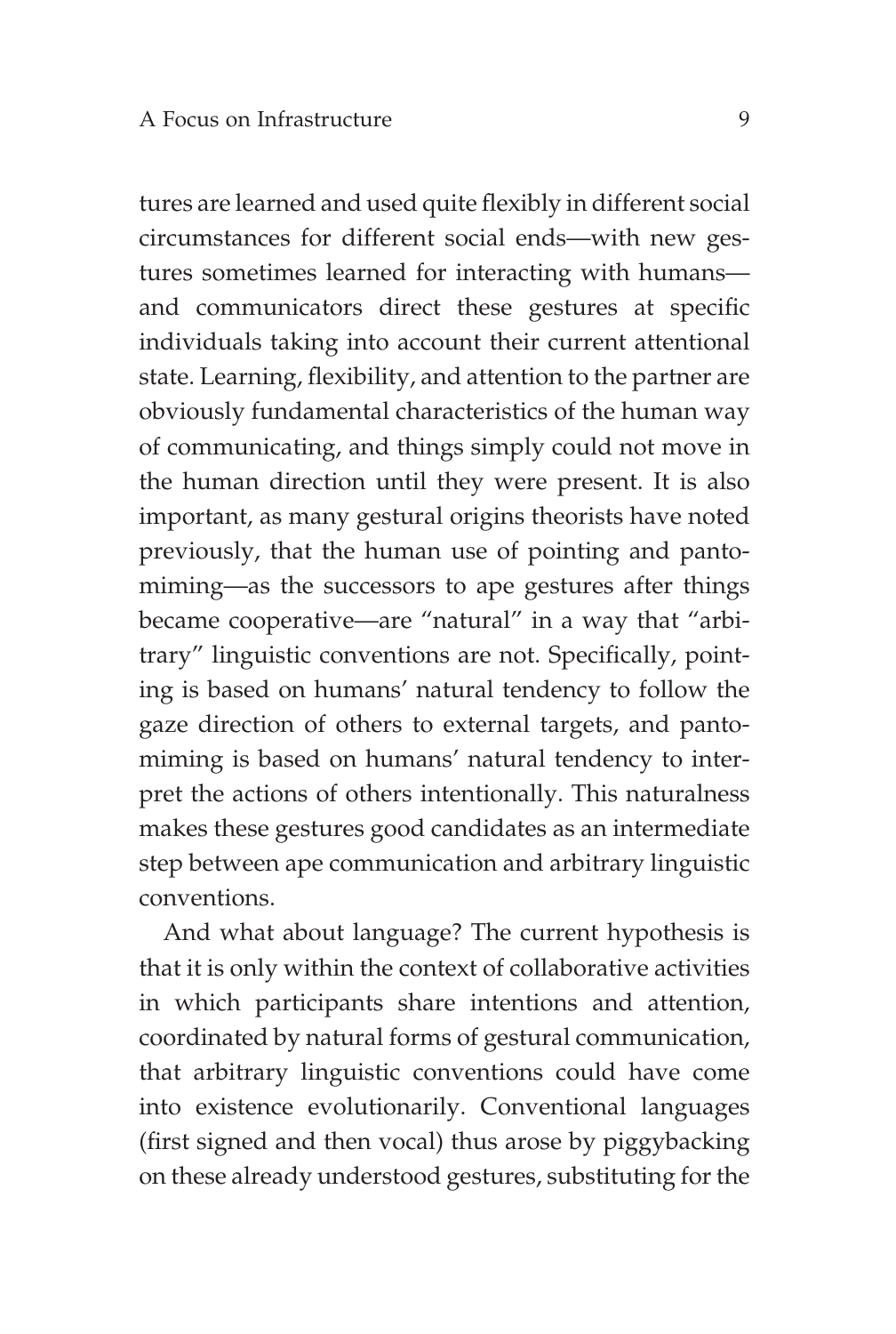tures are learned and used quite flexibly in different social circumstances for different social ends—with new gestures sometimes learned for interacting with humans—and communicators direct these gestures at specific individuals taking into account their current attentional state. Learning, flexibility, and attention to the partner are obviously fundamental characteristics of the human way of communicating, and things simply could not move in the human direction until they were present. It is also important, as many gestural origins theorists have noted previously, that the human use of pointing and pantomiming—as the successors to ape gestures after things became cooperative—are "natural" in a way that "arbitrary" linguistic conventions are not. Specifically, pointing is based on humans' natural tendency to follow the gaze direction of others to external targets, and pantomiming is based on humans' natural tendency to interpret the actions of others intentionally. This naturalness makes these gestures good candidates as an intermediate step between ape communication and arbitrary linguistic conventions.

And what about language? The current hypothesis is that it is only within the context of collaborative activities in which participants share intentions and attention, coordinated by natural forms of gestural communication, that arbitrary linguistic conventions could have come into existence evolutionarily. Conventional languages (first signed and then vocal) thus arose by piggybacking on these already understood gestures, substituting for the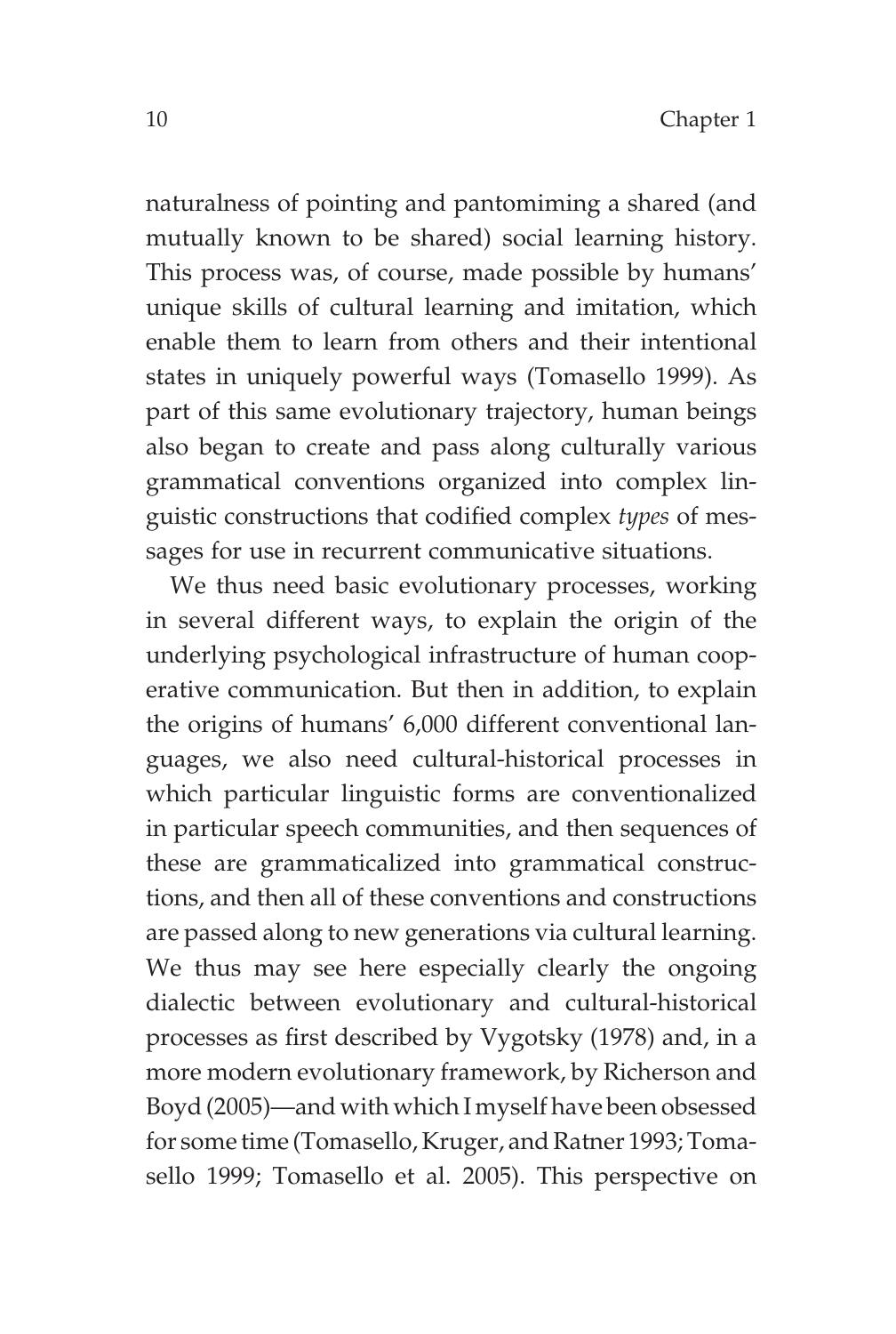naturalness of pointing and pantomiming a shared (and mutually known to be shared) social learning history. This process was, of course, made possible by humans' unique skills of cultural learning and imitation, which enable them to learn from others and their intentional states in uniquely powerful ways (Tomasello 1999). As part of this same evolutionary trajectory, human beings also began to create and pass along culturally various grammatical conventions organized into complex linguistic constructions that codified complex *types* of messages for use in recurrent communicative situations.

We thus need basic evolutionary processes, working in several different ways, to explain the origin of the underlying psychological infrastructure of human cooperative communication. But then in addition, to explain the origins of humans' 6,000 different conventional languages, we also need cultural-historical processes in which particular linguistic forms are conventionalized in particular speech communities, and then sequences of these are grammaticalized into grammatical constructions, and then all of these conventions and constructions are passed along to new generations via cultural learning. We thus may see here especially clearly the ongoing dialectic between evolutionary and cultural-historical processes as first described by Vygotsky (1978) and, in a more modern evolutionary framework, by Richerson and Boyd (2005)—and with which I myself have been obsessed for some time (Tomasello, Kruger, and Ratner 1993; Tomasello 1999; Tomasello et al. 2005). This perspective on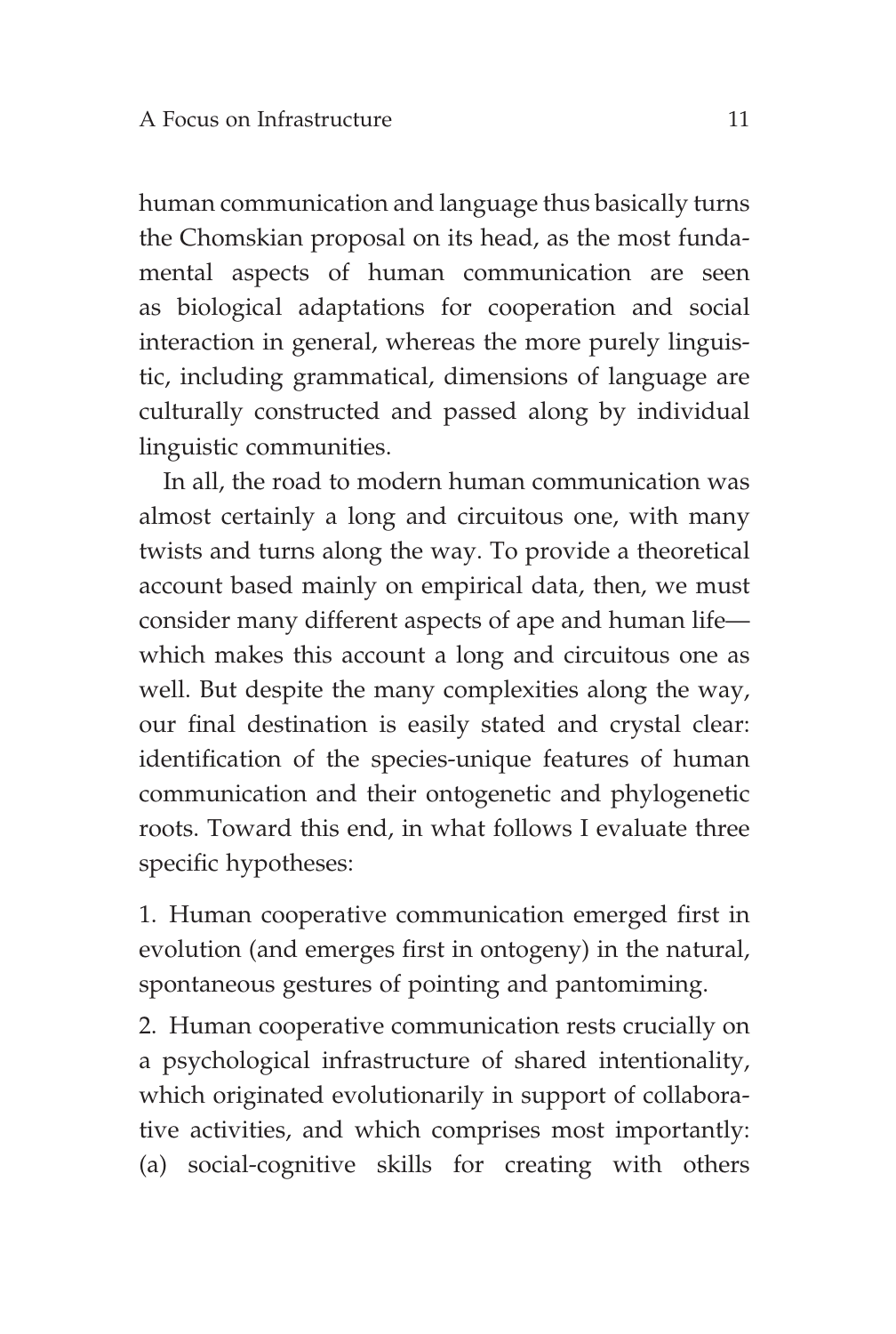human communication and language thus basically turns the Chomskian proposal on its head, as the most fundamental aspects of human communication are seen as biological adaptations for cooperation and social interaction in general, whereas the more purely linguistic, including grammatical, dimensions of language are culturally constructed and passed along by individual linguistic communities.

In all, the road to modern human communication was almost certainly a long and circuitous one, with many twists and turns along the way. To provide a theoretical account based mainly on empirical data, then, we must consider many different aspects of ape and human life—which makes this account a long and circuitous one as well. But despite the many complexities along the way, our final destination is easily stated and crystal clear: identification of the species-unique features of human communication and their ontogenetic and phylogenetic roots. Toward this end, in what follows I evaluate three specific hypotheses:

1. Human cooperative communication emerged first in evolution (and emerges first in ontogeny) in the natural, spontaneous gestures of pointing and pantomiming.

2. Human cooperative communication rests crucially on a psychological infrastructure of shared intentionality, which originated evolutionarily in support of collaborative activities, and which comprises most importantly: (a) social-cognitive skills for creating with others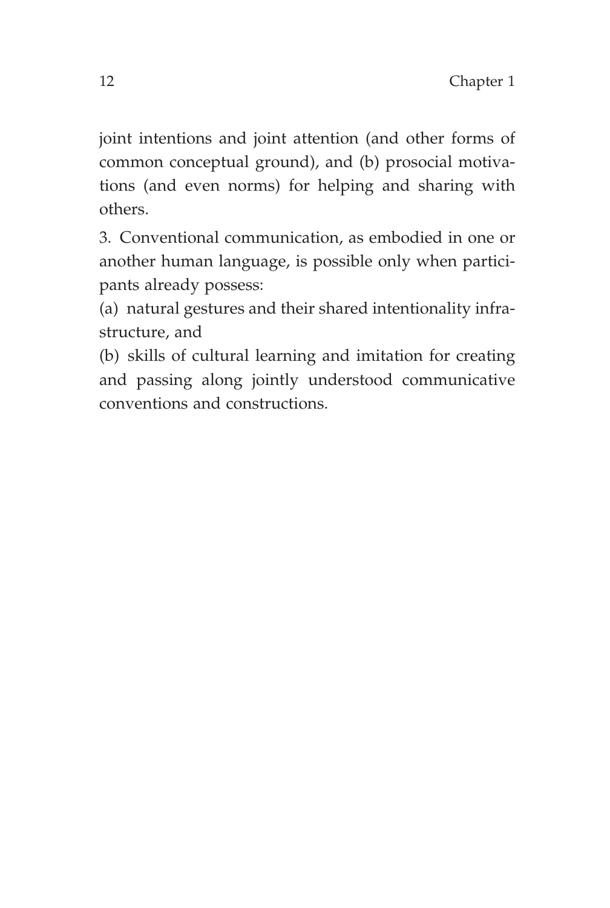joint intentions and joint attention (and other forms of common conceptual ground), and (b) prosocial motivations (and even norms) for helping and sharing with others.

3. Conventional communication, as embodied in one or another human language, is possible only when participants already possess:

(a) natural gestures and their shared intentionality infrastructure, and

(b) skills of cultural learning and imitation for creating and passing along jointly understood communicative conventions and constructions.